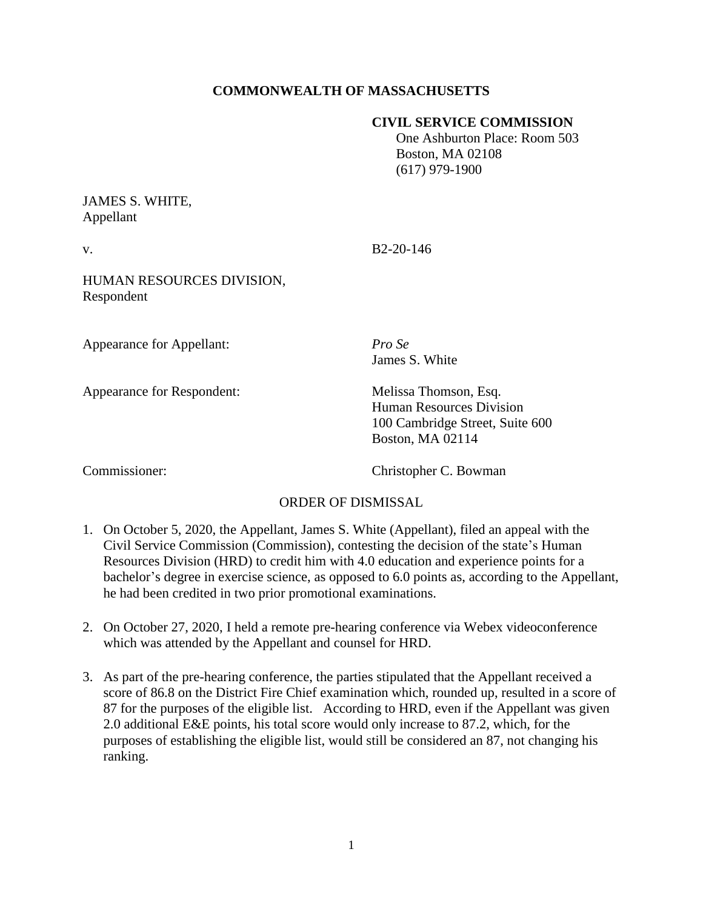**COMMONWEALTH OF MASSACHUSETTS**

**CIVIL SERVICE COMMISSION**
One Ashburton Place: Room 503
Boston, MA 02108
(617) 979-1900

JAMES S. WHITE,
Appellant

v. B2-20-146

HUMAN RESOURCES DIVISION,
Respondent

Appearance for Appellant: *Pro Se*
James S. White

Appearance for Respondent: Melissa Thomson, Esq.
Human Resources Division
100 Cambridge Street, Suite 600
Boston, MA 02114

Commissioner: Christopher C. Bowman

ORDER OF DISMISSAL

1. On October 5, 2020, the Appellant, James S. White (Appellant), filed an appeal with the Civil Service Commission (Commission), contesting the decision of the state's Human Resources Division (HRD) to credit him with 4.0 education and experience points for a bachelor's degree in exercise science, as opposed to 6.0 points as, according to the Appellant, he had been credited in two prior promotional examinations.

2. On October 27, 2020, I held a remote pre-hearing conference via Webex videoconference which was attended by the Appellant and counsel for HRD.

3. As part of the pre-hearing conference, the parties stipulated that the Appellant received a score of 86.8 on the District Fire Chief examination which, rounded up, resulted in a score of 87 for the purposes of the eligible list. According to HRD, even if the Appellant was given 2.0 additional E&E points, his total score would only increase to 87.2, which, for the purposes of establishing the eligible list, would still be considered an 87, not changing his ranking.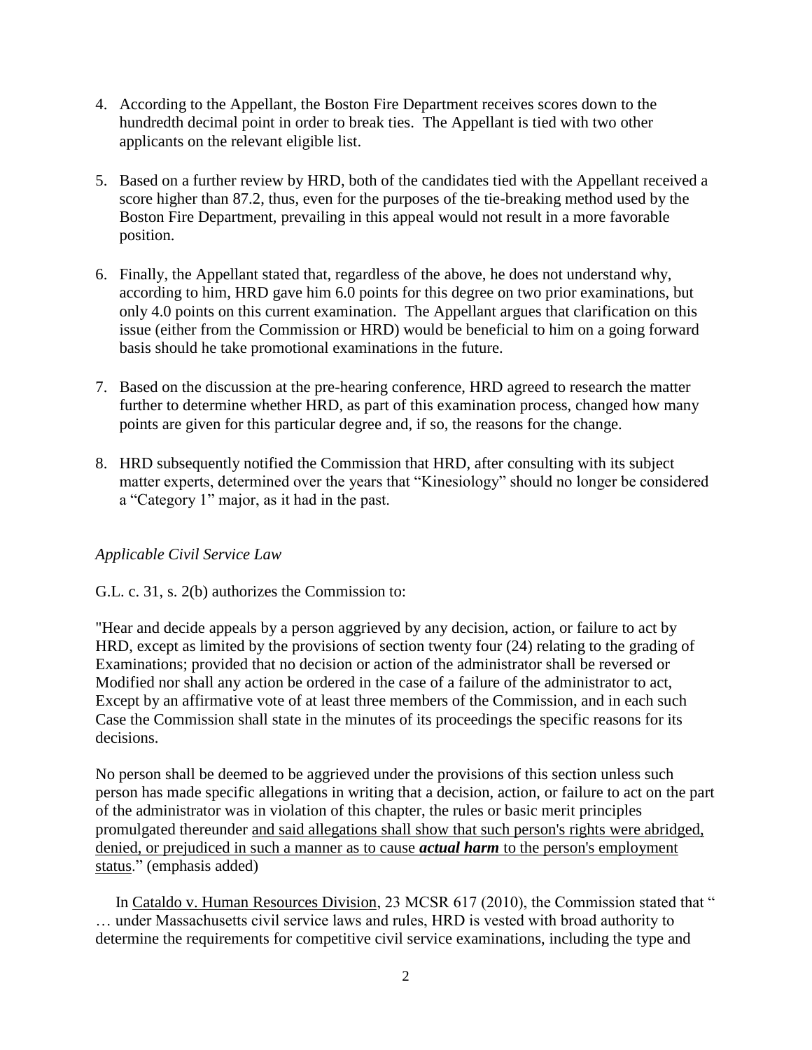4. According to the Appellant, the Boston Fire Department receives scores down to the hundredth decimal point in order to break ties. The Appellant is tied with two other applicants on the relevant eligible list.

5. Based on a further review by HRD, both of the candidates tied with the Appellant received a score higher than 87.2, thus, even for the purposes of the tie-breaking method used by the Boston Fire Department, prevailing in this appeal would not result in a more favorable position.

6. Finally, the Appellant stated that, regardless of the above, he does not understand why, according to him, HRD gave him 6.0 points for this degree on two prior examinations, but only 4.0 points on this current examination. The Appellant argues that clarification on this issue (either from the Commission or HRD) would be beneficial to him on a going forward basis should he take promotional examinations in the future.

7. Based on the discussion at the pre-hearing conference, HRD agreed to research the matter further to determine whether HRD, as part of this examination process, changed how many points are given for this particular degree and, if so, the reasons for the change.

8. HRD subsequently notified the Commission that HRD, after consulting with its subject matter experts, determined over the years that "Kinesiology" should no longer be considered a "Category 1" major, as it had in the past.

*Applicable Civil Service Law*

G.L. c. 31, s. 2(b) authorizes the Commission to:

"Hear and decide appeals by a person aggrieved by any decision, action, or failure to act by HRD, except as limited by the provisions of section twenty four (24) relating to the grading of Examinations; provided that no decision or action of the administrator shall be reversed or Modified nor shall any action be ordered in the case of a failure of the administrator to act, Except by an affirmative vote of at least three members of the Commission, and in each such Case the Commission shall state in the minutes of its proceedings the specific reasons for its decisions.

No person shall be deemed to be aggrieved under the provisions of this section unless such person has made specific allegations in writing that a decision, action, or failure to act on the part of the administrator was in violation of this chapter, the rules or basic merit principles promulgated thereunder <u>and said allegations shall show that such person's rights were abridged, denied, or prejudiced in such a manner as to cause ***actual harm*** to the person's employment status</u>." (emphasis added)

In <u>Cataldo v. Human Resources Division</u>, 23 MCSR 617 (2010), the Commission stated that " … under Massachusetts civil service laws and rules, HRD is vested with broad authority to determine the requirements for competitive civil service examinations, including the type and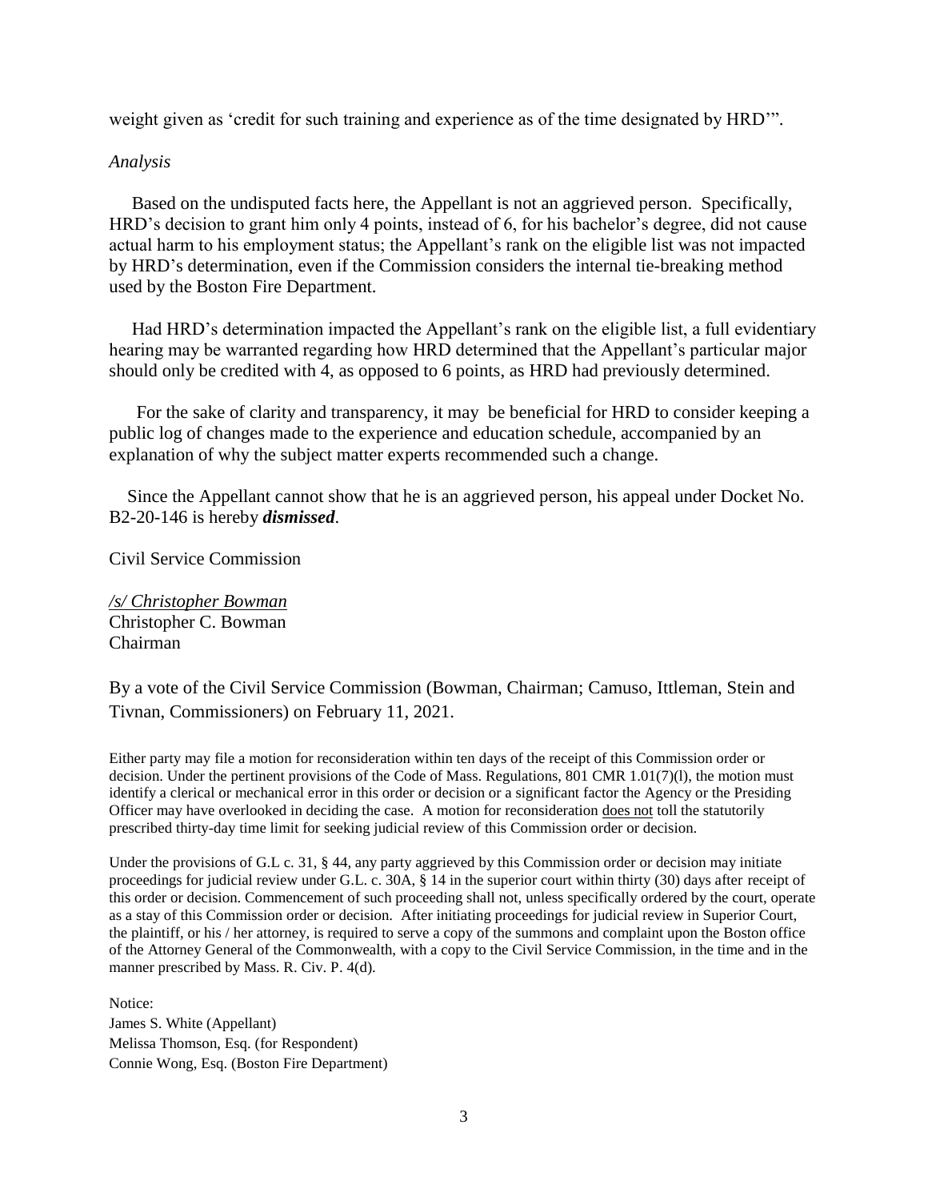weight given as 'credit for such training and experience as of the time designated by HRD'".

*Analysis*

Based on the undisputed facts here, the Appellant is not an aggrieved person. Specifically, HRD's decision to grant him only 4 points, instead of 6, for his bachelor's degree, did not cause actual harm to his employment status; the Appellant's rank on the eligible list was not impacted by HRD's determination, even if the Commission considers the internal tie-breaking method used by the Boston Fire Department.

Had HRD's determination impacted the Appellant's rank on the eligible list, a full evidentiary hearing may be warranted regarding how HRD determined that the Appellant's particular major should only be credited with 4, as opposed to 6 points, as HRD had previously determined.

For the sake of clarity and transparency, it may be beneficial for HRD to consider keeping a public log of changes made to the experience and education schedule, accompanied by an explanation of why the subject matter experts recommended such a change.

Since the Appellant cannot show that he is an aggrieved person, his appeal under Docket No. B2-20-146 is hereby ***dismissed***.

Civil Service Commission

*/s/ Christopher Bowman*
Christopher C. Bowman
Chairman

By a vote of the Civil Service Commission (Bowman, Chairman; Camuso, Ittleman, Stein and Tivnan, Commissioners) on February 11, 2021.

Either party may file a motion for reconsideration within ten days of the receipt of this Commission order or decision. Under the pertinent provisions of the Code of Mass. Regulations, 801 CMR 1.01(7)(l), the motion must identify a clerical or mechanical error in this order or decision or a significant factor the Agency or the Presiding Officer may have overlooked in deciding the case. A motion for reconsideration does not toll the statutorily prescribed thirty-day time limit for seeking judicial review of this Commission order or decision.

Under the provisions of G.L c. 31, § 44, any party aggrieved by this Commission order or decision may initiate proceedings for judicial review under G.L. c. 30A, § 14 in the superior court within thirty (30) days after receipt of this order or decision. Commencement of such proceeding shall not, unless specifically ordered by the court, operate as a stay of this Commission order or decision. After initiating proceedings for judicial review in Superior Court, the plaintiff, or his / her attorney, is required to serve a copy of the summons and complaint upon the Boston office of the Attorney General of the Commonwealth, with a copy to the Civil Service Commission, in the time and in the manner prescribed by Mass. R. Civ. P. 4(d).

Notice:
James S. White (Appellant)
Melissa Thomson, Esq. (for Respondent)
Connie Wong, Esq. (Boston Fire Department)